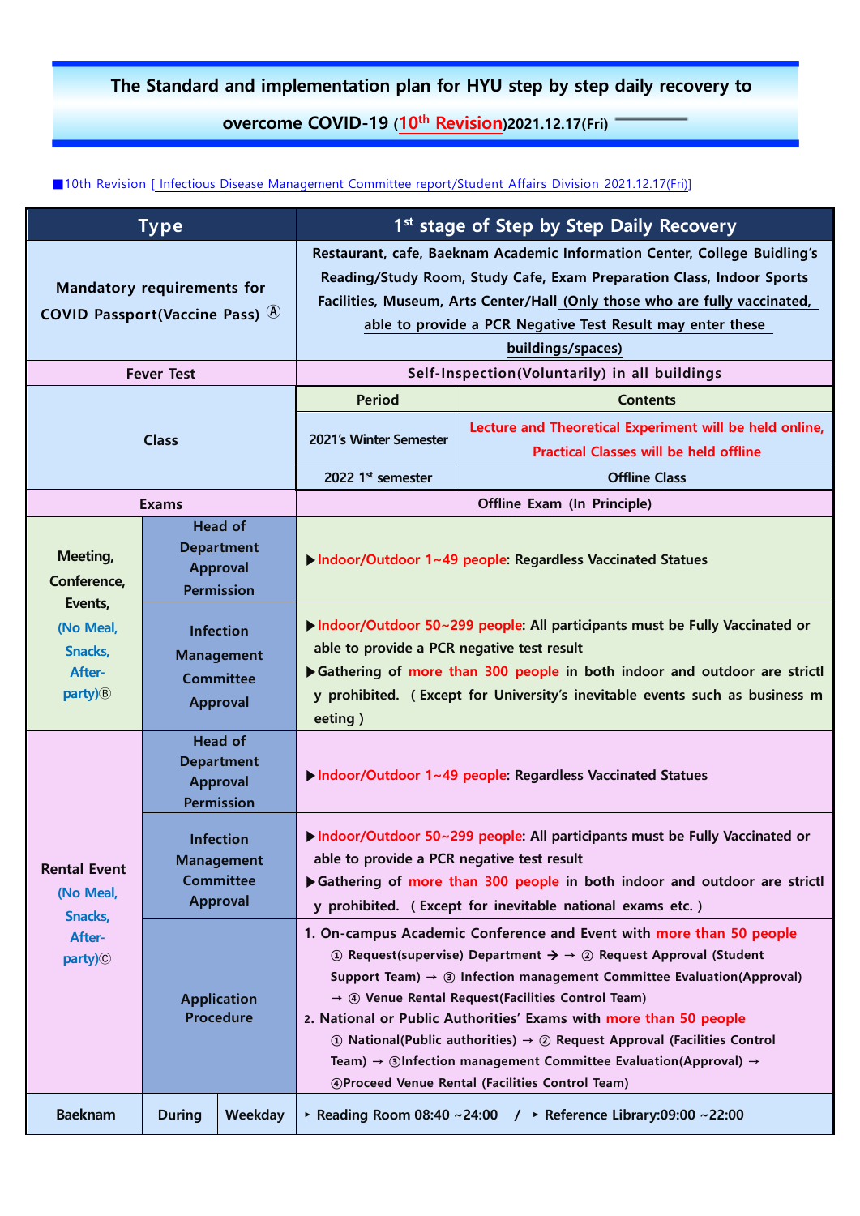# The Standard and implementation plan for HYU step by step daily recovery to overcome COVID-19 (10th Revision)2021.12.17(Fri)

■10th Revision [ Infectious Disease Management Committee report/Student Affairs Division 2021.12.17(Fri)]

| Type | | | 1st stage of Step by Step Daily Recovery | |
|---|---|---|---|---|
| Mandatory requirements for COVID Passport(Vaccine Pass) Ⓐ | | | Restaurant, cafe, Baeknam Academic Information Center, College Buidling's Reading/Study Room, Study Cafe, Exam Preparation Class, Indoor Sports Facilities, Museum, Arts Center/Hall (Only those who are fully vaccinated, able to provide a PCR Negative Test Result may enter these buildings/spaces) | |
| Fever Test | | | Self-Inspection(Voluntarily) in all buildings | |
| Class | | | Period | Contents |
| | | | 2021's Winter Semester | Lecture and Theoretical Experiment will be held online, Practical Classes will be held offline |
| | | | 2022 1st semester | Offline Class |
| Exams | | | Offline Exam (In Principle) | |
| Meeting, Conference, Events, (No Meal, Snacks, After-party)Ⓑ | Head of Department Approval Permission | | ▶Indoor/Outdoor 1~49 people: Regardless Vaccinated Statues | |
| | Infection Management Committee Approval | | ▶Indoor/Outdoor 50~299 people: All participants must be Fully Vaccinated or able to provide a PCR negative test result<br>▶Gathering of more than 300 people in both indoor and outdoor are strictly prohibited. ( Except for University's inevitable events such as business meeting ) | |
| Rental Event (No Meal, Snacks, After-party)Ⓒ | Head of Department Approval Permission | | ▶Indoor/Outdoor 1~49 people: Regardless Vaccinated Statues | |
| | Infection Management Committee Approval | | ▶Indoor/Outdoor 50~299 people: All participants must be Fully Vaccinated or able to provide a PCR negative test result<br>▶Gathering of more than 300 people in both indoor and outdoor are strictly prohibited. ( Except for inevitable national exams etc. ) | |
| | Application Procedure | | 1. On-campus Academic Conference and Event with more than 50 people<br>① Request(supervise) Department → → ② Request Approval (Student Support Team) → ③ Infection management Committee Evaluation(Approval) → ④ Venue Rental Request(Facilities Control Team)<br>2. National or Public Authorities' Exams with more than 50 people<br>① National(Public authorities) → ② Request Approval (Facilities Control Team) → ③Infection management Committee Evaluation(Approval) → ④Proceed Venue Rental (Facilities Control Team) | |
| Baeknam | During | Weekday | ▸ Reading Room 08:40 ~24:00 / ▸ Reference Library:09:00 ~22:00 | |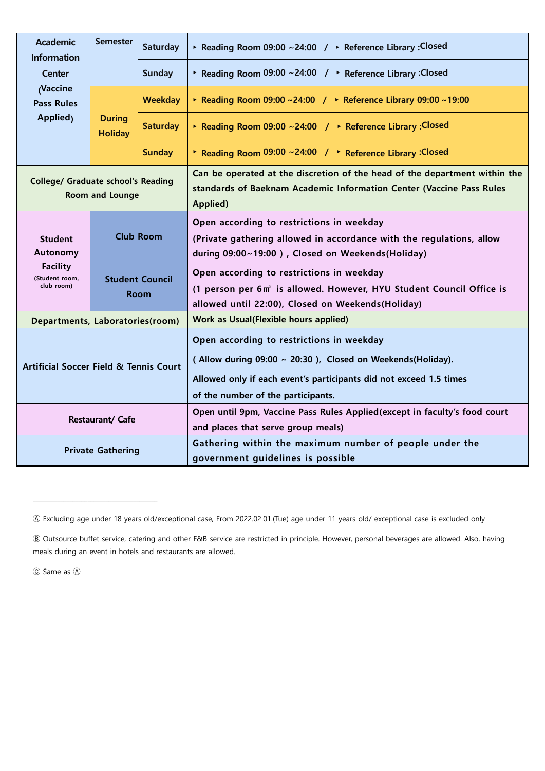| Facility | | | Operation |
|---|---|---|---|
| Academic Information Center (Vaccine Pass Rules Applied) | Semester | Saturday | ‣ Reading Room 09:00 ~24:00 / ‣ Reference Library :Closed |
| | | Sunday | ‣ Reading Room 09:00 ~24:00 / ‣ Reference Library :Closed |
| | During Holiday | Weekday | ‣ Reading Room 09:00 ~24:00 / ‣ Reference Library 09:00 ~19:00 |
| | | Saturday | ‣ Reading Room 09:00 ~24:00 / ‣ Reference Library :Closed |
| | | Sunday | ‣ Reading Room 09:00 ~24:00 / ‣ Reference Library :Closed |
| College/ Graduate school's Reading Room and Lounge | | | Can be operated at the discretion of the head of the department within the standards of Baeknam Academic Information Center (Vaccine Pass Rules Applied) |
| Student Autonomy Facility (Student room, club room) | Club Room | | Open according to restrictions in weekday (Private gathering allowed in accordance with the regulations, allow during 09:00~19:00 ) , Closed on Weekends(Holiday) |
| | Student Council Room | | Open according to restrictions in weekday (1 person per 6㎡ is allowed. However, HYU Student Council Office is allowed until 22:00), Closed on Weekends(Holiday) |
| Departments, Laboratories(room) | | | Work as Usual(Flexible hours applied) |
| Artificial Soccer Field & Tennis Court | | | Open according to restrictions in weekday ( Allow during 09:00 ~ 20:30 ), Closed on Weekends(Holiday). Allowed only if each event's participants did not exceed 1.5 times of the number of the participants. |
| Restaurant/ Cafe | | | Open until 9pm, Vaccine Pass Rules Applied(except in faculty's food court and places that serve group meals) |
| Private Gathering | | | Gathering within the maximum number of people under the government guidelines is possible |

---

Ⓐ Excluding age under 18 years old/exceptional case, From 2022.02.01.(Tue) age under 11 years old/ exceptional case is excluded only

Ⓑ Outsource buffet service, catering and other F&B service are restricted in principle. However, personal beverages are allowed. Also, having meals during an event in hotels and restaurants are allowed.

Ⓒ Same as Ⓐ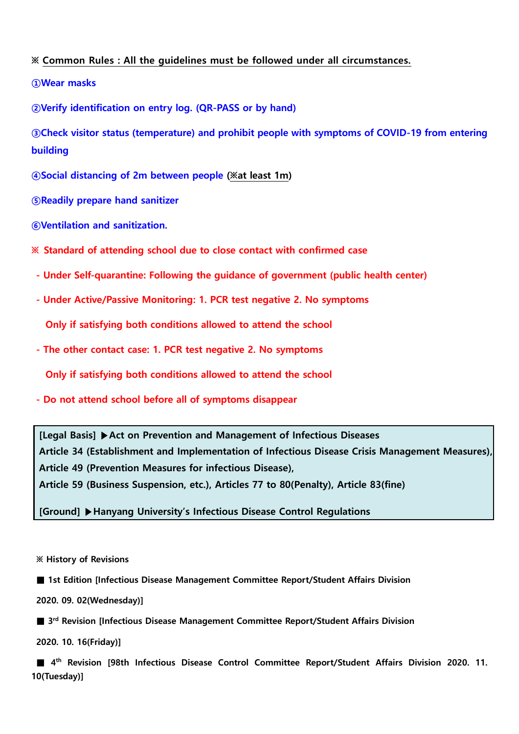※ **Common Rules : All the guidelines must be followed under all circumstances.**

**①Wear masks**

**②Verify identification on entry log. (QR-PASS or by hand)**

**③Check visitor status (temperature) and prohibit people with symptoms of COVID-19 from entering building**

**④Social distancing of 2m between people (※at least 1m)**

**⑤Readily prepare hand sanitizer**

**⑥Ventilation and sanitization.**

**※ Standard of attending school due to close contact with confirmed case**

- **Under Self-quarantine: Following the guidance of government (public health center)**
- **Under Active/Passive Monitoring: 1. PCR test negative 2. No symptoms**

  **Only if satisfying both conditions allowed to attend the school**
- **The other contact case: 1. PCR test negative 2. No symptoms**

  **Only if satisfying both conditions allowed to attend the school**
- **Do not attend school before all of symptoms disappear**

**[Legal Basis] ▶Act on Prevention and Management of Infectious Diseases**
**Article 34 (Establishment and Implementation of Infectious Disease Crisis Management Measures),**
**Article 49 (Prevention Measures for infectious Disease),**
**Article 59 (Business Suspension, etc.), Articles 77 to 80(Penalty), Article 83(fine)**

**[Ground] ▶Hanyang University's Infectious Disease Control Regulations**

**※ History of Revisions**

**■ 1st Edition [Infectious Disease Management Committee Report/Student Affairs Division 2020. 09. 02(Wednesday)]**

**■ 3rd Revision [Infectious Disease Management Committee Report/Student Affairs Division 2020. 10. 16(Friday)]**

**■ 4th Revision [98th Infectious Disease Control Committee Report/Student Affairs Division 2020. 11. 10(Tuesday)]**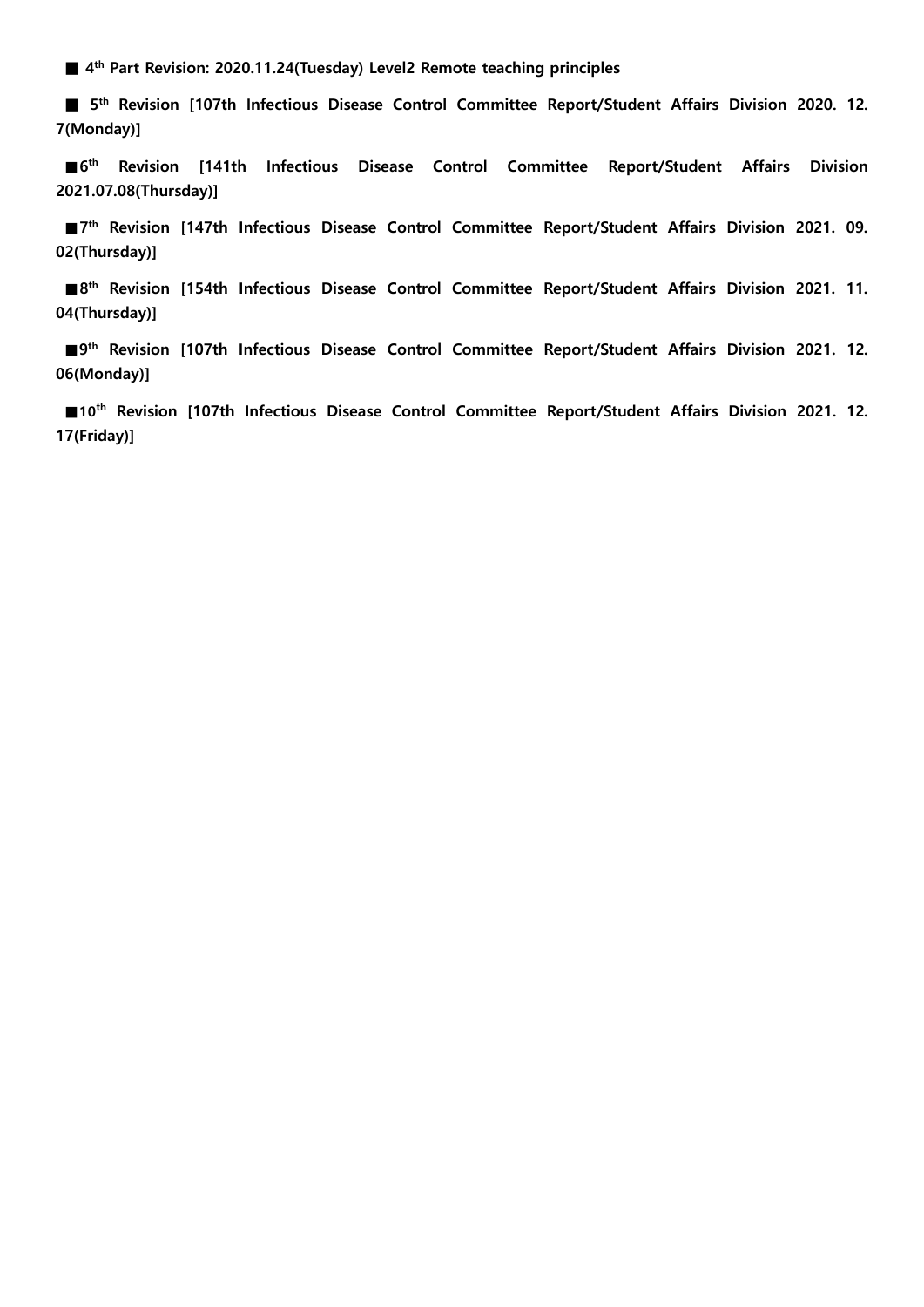■ **4th Part Revision: 2020.11.24(Tuesday) Level2 Remote teaching principles**

■ **5th Revision [107th Infectious Disease Control Committee Report/Student Affairs Division 2020. 12. 7(Monday)]**

■ **6th Revision [141th Infectious Disease Control Committee Report/Student Affairs Division 2021.07.08(Thursday)]**

■ **7th Revision [147th Infectious Disease Control Committee Report/Student Affairs Division 2021. 09. 02(Thursday)]**

■ **8th Revision [154th Infectious Disease Control Committee Report/Student Affairs Division 2021. 11. 04(Thursday)]**

■ **9th Revision [107th Infectious Disease Control Committee Report/Student Affairs Division 2021. 12. 06(Monday)]**

■ **10th Revision [107th Infectious Disease Control Committee Report/Student Affairs Division 2021. 12. 17(Friday)]**